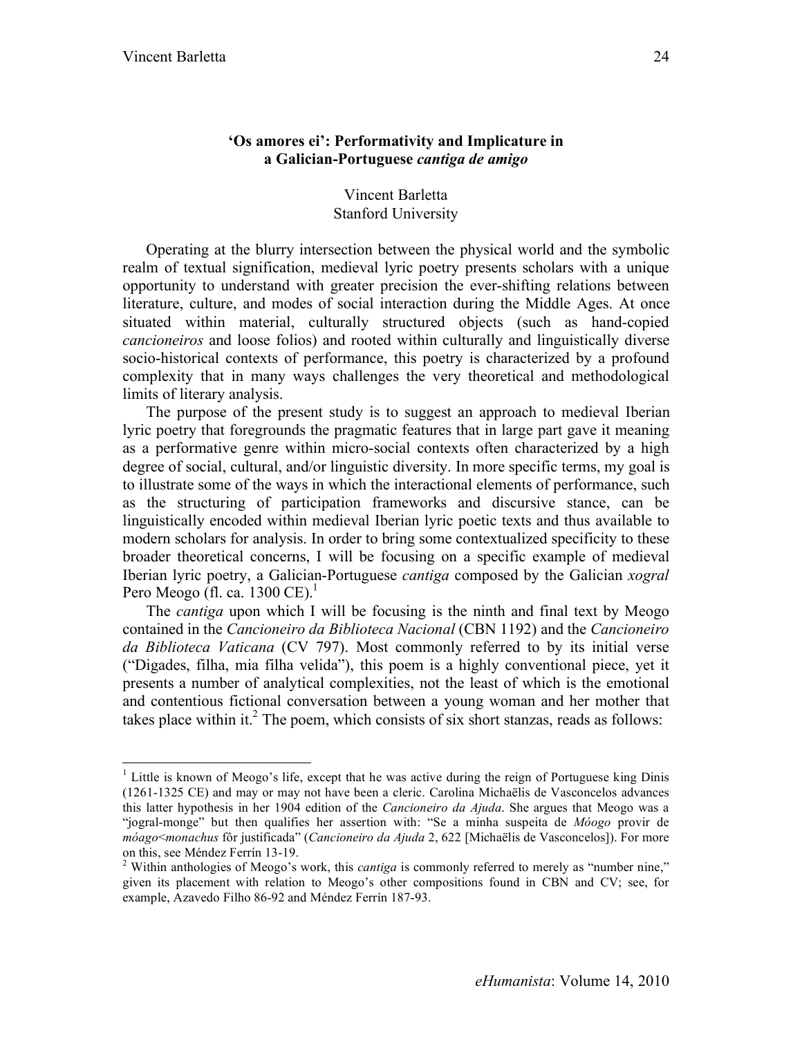# 'Os amores ei': Performativity and Implicature in a Galician-Portuguese *cantiga de amigo*

Vincent Barletta
Stanford University

Operating at the blurry intersection between the physical world and the symbolic realm of textual signification, medieval lyric poetry presents scholars with a unique opportunity to understand with greater precision the ever-shifting relations between literature, culture, and modes of social interaction during the Middle Ages. At once situated within material, culturally structured objects (such as hand-copied *cancioneiros* and loose folios) and rooted within culturally and linguistically diverse socio-historical contexts of performance, this poetry is characterized by a profound complexity that in many ways challenges the very theoretical and methodological limits of literary analysis.

The purpose of the present study is to suggest an approach to medieval Iberian lyric poetry that foregrounds the pragmatic features that in large part gave it meaning as a performative genre within micro-social contexts often characterized by a high degree of social, cultural, and/or linguistic diversity. In more specific terms, my goal is to illustrate some of the ways in which the interactional elements of performance, such as the structuring of participation frameworks and discursive stance, can be linguistically encoded within medieval Iberian lyric poetic texts and thus available to modern scholars for analysis. In order to bring some contextualized specificity to these broader theoretical concerns, I will be focusing on a specific example of medieval Iberian lyric poetry, a Galician-Portuguese *cantiga* composed by the Galician *xogral* Pero Meogo (fl. ca. 1300 CE).[1]

The *cantiga* upon which I will be focusing is the ninth and final text by Meogo contained in the *Cancioneiro da Biblioteca Nacional* (CBN 1192) and the *Cancioneiro da Biblioteca Vaticana* (CV 797). Most commonly referred to by its initial verse ("Digades, filha, mia filha velida"), this poem is a highly conventional piece, yet it presents a number of analytical complexities, not the least of which is the emotional and contentious fictional conversation between a young woman and her mother that takes place within it.[2] The poem, which consists of six short stanzas, reads as follows:

---

[1] Little is known of Meogo's life, except that he was active during the reign of Portuguese king Dinis (1261-1325 CE) and may or may not have been a cleric. Carolina Michaëlis de Vasconcelos advances this latter hypothesis in her 1904 edition of the *Cancioneiro da Ajuda*. She argues that Meogo was a "jogral-monge" but then qualifies her assertion with: "Se a minha suspeita de *Móogo* provir de *móago*<*monachus* fôr justificada" (*Cancioneiro da Ajuda* 2, 622 [Michaëlis de Vasconcelos]). For more on this, see Méndez Ferrín 13-19.

[2] Within anthologies of Meogo's work, this *cantiga* is commonly referred to merely as "number nine," given its placement with relation to Meogo's other compositions found in CBN and CV; see, for example, Azavedo Filho 86-92 and Méndez Ferrín 187-93.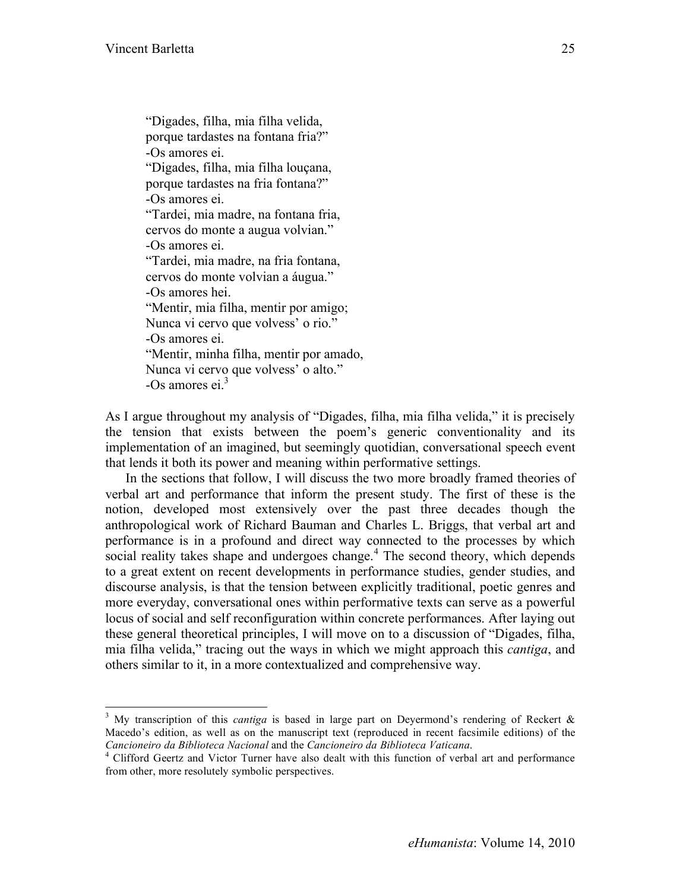"Digades, filha, mia filha velida,  
porque tardastes na fontana fria?"  
-Os amores ei.  
"Digades, filha, mia filha louçana,  
porque tardastes na fria fontana?"  
-Os amores ei.  
"Tardei, mia madre, na fontana fria,  
cervos do monte a augua volvian."  
-Os amores ei.  
"Tardei, mia madre, na fria fontana,  
cervos do monte volvian a áugua."  
-Os amores hei.  
"Mentir, mia filha, mentir por amigo;  
Nunca vi cervo que volvess' o rio."  
-Os amores ei.  
"Mentir, minha filha, mentir por amado,  
Nunca vi cervo que volvess' o alto."  
-Os amores ei.[3]

As I argue throughout my analysis of "Digades, filha, mia filha velida," it is precisely the tension that exists between the poem's generic conventionality and its implementation of an imagined, but seemingly quotidian, conversational speech event that lends it both its power and meaning within performative settings.

In the sections that follow, I will discuss the two more broadly framed theories of verbal art and performance that inform the present study. The first of these is the notion, developed most extensively over the past three decades though the anthropological work of Richard Bauman and Charles L. Briggs, that verbal art and performance is in a profound and direct way connected to the processes by which social reality takes shape and undergoes change.[4] The second theory, which depends to a great extent on recent developments in performance studies, gender studies, and discourse analysis, is that the tension between explicitly traditional, poetic genres and more everyday, conversational ones within performative texts can serve as a powerful locus of social and self reconfiguration within concrete performances. After laying out these general theoretical principles, I will move on to a discussion of "Digades, filha, mia filha velida," tracing out the ways in which we might approach this *cantiga*, and others similar to it, in a more contextualized and comprehensive way.

---

[3] My transcription of this *cantiga* is based in large part on Deyermond's rendering of Reckert & Macedo's edition, as well as on the manuscript text (reproduced in recent facsimile editions) of the *Cancioneiro da Biblioteca Nacional* and the *Cancioneiro da Biblioteca Vaticana*.

[4] Clifford Geertz and Victor Turner have also dealt with this function of verbal art and performance from other, more resolutely symbolic perspectives.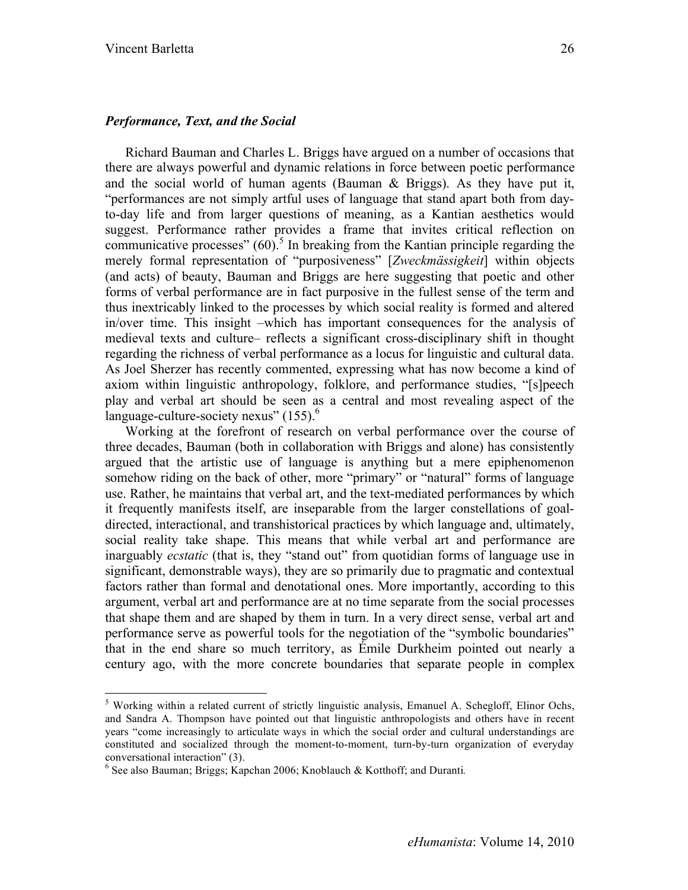### *Performance, Text, and the Social*

Richard Bauman and Charles L. Briggs have argued on a number of occasions that there are always powerful and dynamic relations in force between poetic performance and the social world of human agents (Bauman & Briggs). As they have put it, "performances are not simply artful uses of language that stand apart both from day-to-day life and from larger questions of meaning, as a Kantian aesthetics would suggest. Performance rather provides a frame that invites critical reflection on communicative processes" (60).[5] In breaking from the Kantian principle regarding the merely formal representation of "purposiveness" [*Zweckmässigkeit*] within objects (and acts) of beauty, Bauman and Briggs are here suggesting that poetic and other forms of verbal performance are in fact purposive in the fullest sense of the term and thus inextricably linked to the processes by which social reality is formed and altered in/over time. This insight –which has important consequences for the analysis of medieval texts and culture– reflects a significant cross-disciplinary shift in thought regarding the richness of verbal performance as a locus for linguistic and cultural data. As Joel Sherzer has recently commented, expressing what has now become a kind of axiom within linguistic anthropology, folklore, and performance studies, "[s]peech play and verbal art should be seen as a central and most revealing aspect of the language-culture-society nexus" (155).[6]

Working at the forefront of research on verbal performance over the course of three decades, Bauman (both in collaboration with Briggs and alone) has consistently argued that the artistic use of language is anything but a mere epiphenomenon somehow riding on the back of other, more "primary" or "natural" forms of language use. Rather, he maintains that verbal art, and the text-mediated performances by which it frequently manifests itself, are inseparable from the larger constellations of goal-directed, interactional, and transhistorical practices by which language and, ultimately, social reality take shape. This means that while verbal art and performance are inarguably *ecstatic* (that is, they "stand out" from quotidian forms of language use in significant, demonstrable ways), they are so primarily due to pragmatic and contextual factors rather than formal and denotational ones. More importantly, according to this argument, verbal art and performance are at no time separate from the social processes that shape them and are shaped by them in turn. In a very direct sense, verbal art and performance serve as powerful tools for the negotiation of the "symbolic boundaries" that in the end share so much territory, as Émile Durkheim pointed out nearly a century ago, with the more concrete boundaries that separate people in complex

---

[5] Working within a related current of strictly linguistic analysis, Emanuel A. Schegloff, Elinor Ochs, and Sandra A. Thompson have pointed out that linguistic anthropologists and others have in recent years "come increasingly to articulate ways in which the social order and cultural understandings are constituted and socialized through the moment-to-moment, turn-by-turn organization of everyday conversational interaction" (3).

[6] See also Bauman; Briggs; Kapchan 2006; Knoblauch & Kotthoff; and Duranti.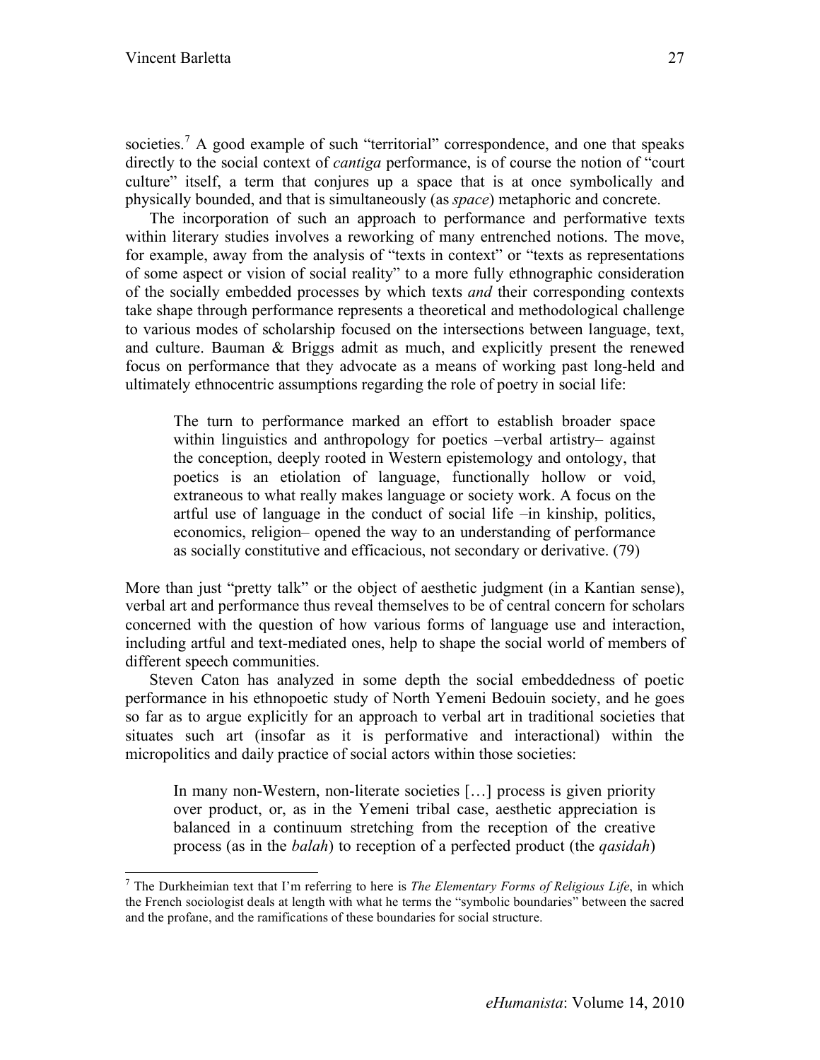societies.[7] A good example of such "territorial" correspondence, and one that speaks directly to the social context of *cantiga* performance, is of course the notion of "court culture" itself, a term that conjures up a space that is at once symbolically and physically bounded, and that is simultaneously (as *space*) metaphoric and concrete.

The incorporation of such an approach to performance and performative texts within literary studies involves a reworking of many entrenched notions. The move, for example, away from the analysis of "texts in context" or "texts as representations of some aspect or vision of social reality" to a more fully ethnographic consideration of the socially embedded processes by which texts *and* their corresponding contexts take shape through performance represents a theoretical and methodological challenge to various modes of scholarship focused on the intersections between language, text, and culture. Bauman & Briggs admit as much, and explicitly present the renewed focus on performance that they advocate as a means of working past long-held and ultimately ethnocentric assumptions regarding the role of poetry in social life:

> The turn to performance marked an effort to establish broader space within linguistics and anthropology for poetics –verbal artistry– against the conception, deeply rooted in Western epistemology and ontology, that poetics is an etiolation of language, functionally hollow or void, extraneous to what really makes language or society work. A focus on the artful use of language in the conduct of social life –in kinship, politics, economics, religion– opened the way to an understanding of performance as socially constitutive and efficacious, not secondary or derivative. (79)

More than just "pretty talk" or the object of aesthetic judgment (in a Kantian sense), verbal art and performance thus reveal themselves to be of central concern for scholars concerned with the question of how various forms of language use and interaction, including artful and text-mediated ones, help to shape the social world of members of different speech communities.

Steven Caton has analyzed in some depth the social embeddedness of poetic performance in his ethnopoetic study of North Yemeni Bedouin society, and he goes so far as to argue explicitly for an approach to verbal art in traditional societies that situates such art (insofar as it is performative and interactional) within the micropolitics and daily practice of social actors within those societies:

> In many non-Western, non-literate societies […] process is given priority over product, or, as in the Yemeni tribal case, aesthetic appreciation is balanced in a continuum stretching from the reception of the creative process (as in the *balah*) to reception of a perfected product (the *qasidah*)

---

[7] The Durkheimian text that I'm referring to here is *The Elementary Forms of Religious Life*, in which the French sociologist deals at length with what he terms the "symbolic boundaries" between the sacred and the profane, and the ramifications of these boundaries for social structure.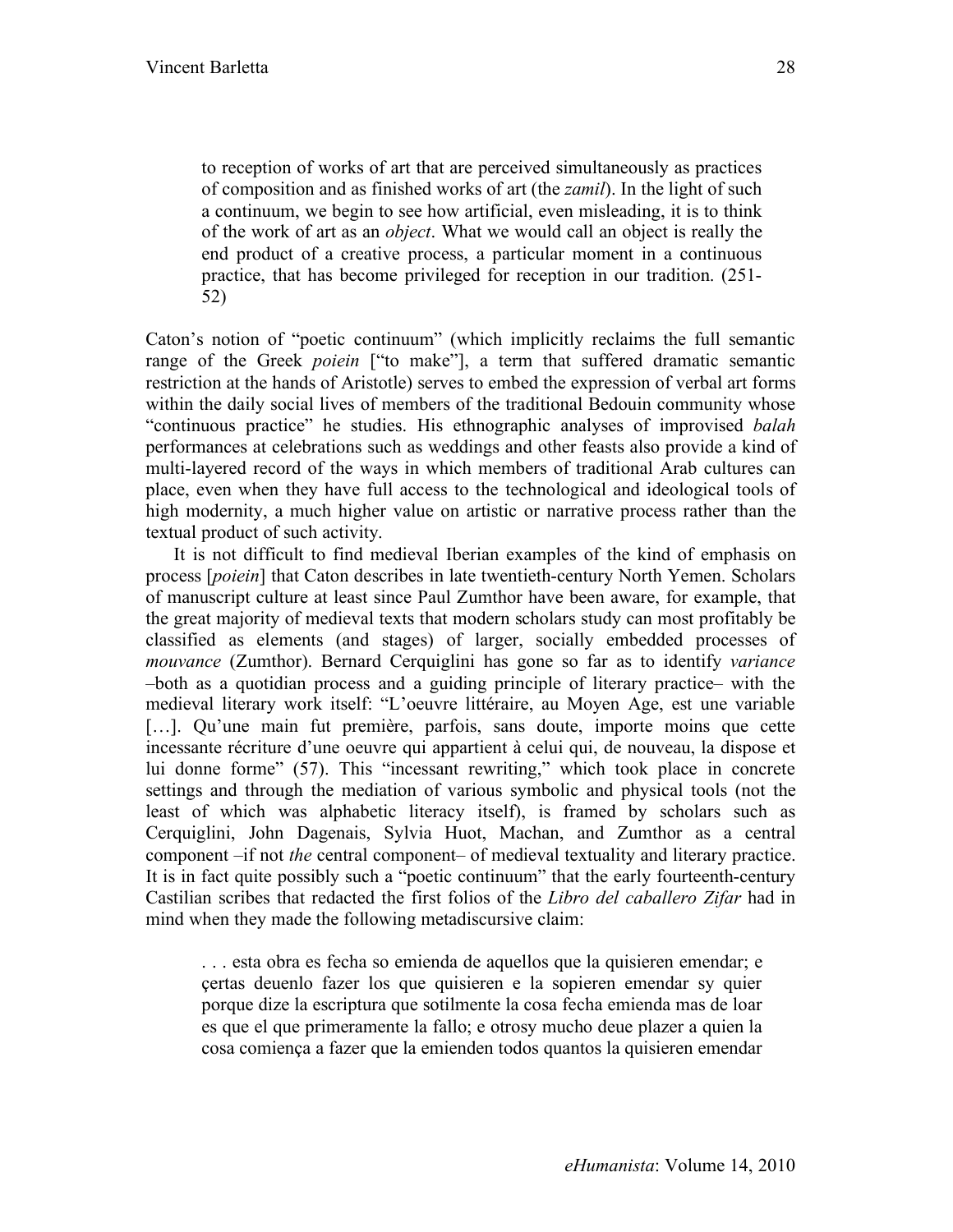> to reception of works of art that are perceived simultaneously as practices of composition and as finished works of art (the *zamil*). In the light of such a continuum, we begin to see how artificial, even misleading, it is to think of the work of art as an *object*. What we would call an object is really the end product of a creative process, a particular moment in a continuous practice, that has become privileged for reception in our tradition. (251-52)

Caton's notion of "poetic continuum" (which implicitly reclaims the full semantic range of the Greek *poiein* ["to make"], a term that suffered dramatic semantic restriction at the hands of Aristotle) serves to embed the expression of verbal art forms within the daily social lives of members of the traditional Bedouin community whose "continuous practice" he studies. His ethnographic analyses of improvised *balah* performances at celebrations such as weddings and other feasts also provide a kind of multi-layered record of the ways in which members of traditional Arab cultures can place, even when they have full access to the technological and ideological tools of high modernity, a much higher value on artistic or narrative process rather than the textual product of such activity.

It is not difficult to find medieval Iberian examples of the kind of emphasis on process [*poiein*] that Caton describes in late twentieth-century North Yemen. Scholars of manuscript culture at least since Paul Zumthor have been aware, for example, that the great majority of medieval texts that modern scholars study can most profitably be classified as elements (and stages) of larger, socially embedded processes of *mouvance* (Zumthor). Bernard Cerquiglini has gone so far as to identify *variance* –both as a quotidian process and a guiding principle of literary practice– with the medieval literary work itself: "L'oeuvre littéraire, au Moyen Age, est une variable [...]. Qu'une main fut première, parfois, sans doute, importe moins que cette incessante récriture d'une oeuvre qui appartient à celui qui, de nouveau, la dispose et lui donne forme" (57). This "incessant rewriting," which took place in concrete settings and through the mediation of various symbolic and physical tools (not the least of which was alphabetic literacy itself), is framed by scholars such as Cerquiglini, John Dagenais, Sylvia Huot, Machan, and Zumthor as a central component –if not *the* central component– of medieval textuality and literary practice. It is in fact quite possibly such a "poetic continuum" that the early fourteenth-century Castilian scribes that redacted the first folios of the *Libro del caballero Zifar* had in mind when they made the following metadiscursive claim:

> . . . esta obra es fecha so emienda de aquellos que la quisieren emendar; e çertas deuenlo fazer los que quisieren e la sopieren emendar sy quier porque dize la escriptura que sotilmente la cosa fecha emienda mas de loar es que el que primeramente la fallo; e otrosy mucho deue plazer a quien la cosa comiença a fazer que la emienden todos quantos la quisieren emendar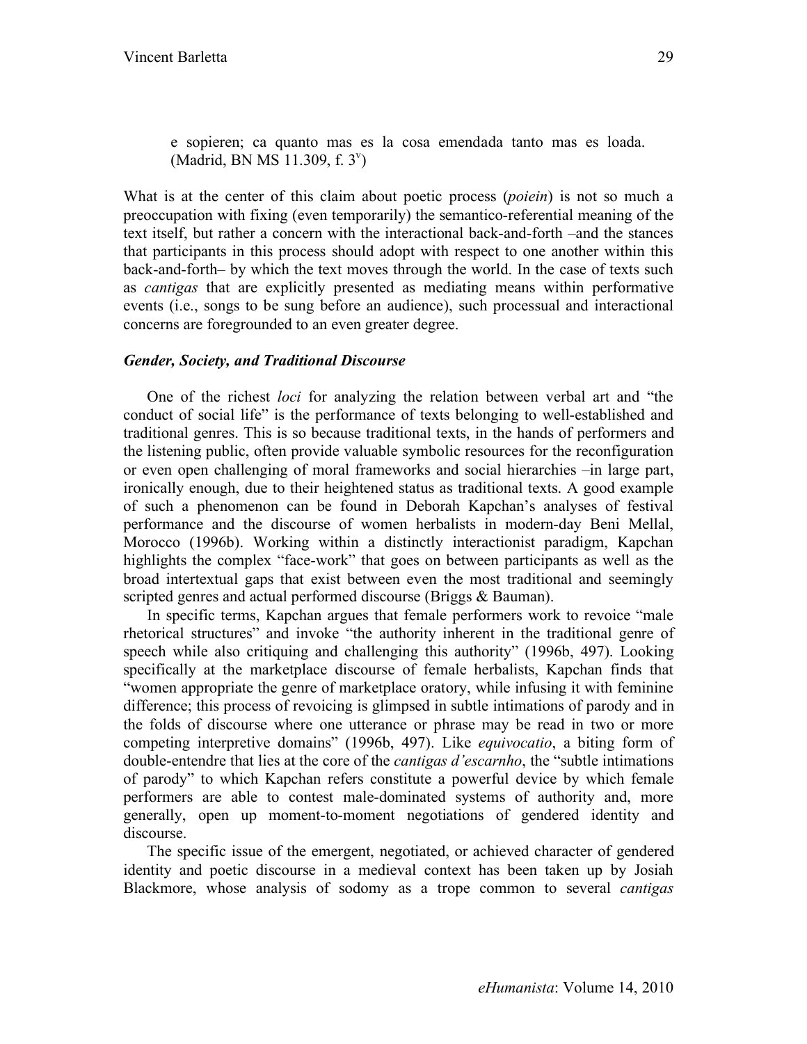e sopieren; ca quanto mas es la cosa emendada tanto mas es loada. (Madrid, BN MS 11.309, f. 3[v])

What is at the center of this claim about poetic process (*poiein*) is not so much a preoccupation with fixing (even temporarily) the semantico-referential meaning of the text itself, but rather a concern with the interactional back-and-forth –and the stances that participants in this process should adopt with respect to one another within this back-and-forth– by which the text moves through the world. In the case of texts such as *cantigas* that are explicitly presented as mediating means within performative events (i.e., songs to be sung before an audience), such processual and interactional concerns are foregrounded to an even greater degree.

### *Gender, Society, and Traditional Discourse*

One of the richest *loci* for analyzing the relation between verbal art and "the conduct of social life" is the performance of texts belonging to well-established and traditional genres. This is so because traditional texts, in the hands of performers and the listening public, often provide valuable symbolic resources for the reconfiguration or even open challenging of moral frameworks and social hierarchies –in large part, ironically enough, due to their heightened status as traditional texts. A good example of such a phenomenon can be found in Deborah Kapchan's analyses of festival performance and the discourse of women herbalists in modern-day Beni Mellal, Morocco (1996b). Working within a distinctly interactionist paradigm, Kapchan highlights the complex "face-work" that goes on between participants as well as the broad intertextual gaps that exist between even the most traditional and seemingly scripted genres and actual performed discourse (Briggs & Bauman).

In specific terms, Kapchan argues that female performers work to revoice "male rhetorical structures" and invoke "the authority inherent in the traditional genre of speech while also critiquing and challenging this authority" (1996b, 497). Looking specifically at the marketplace discourse of female herbalists, Kapchan finds that "women appropriate the genre of marketplace oratory, while infusing it with feminine difference; this process of revoicing is glimpsed in subtle intimations of parody and in the folds of discourse where one utterance or phrase may be read in two or more competing interpretive domains" (1996b, 497). Like *equivocatio*, a biting form of double-entendre that lies at the core of the *cantigas d'escarnho*, the "subtle intimations of parody" to which Kapchan refers constitute a powerful device by which female performers are able to contest male-dominated systems of authority and, more generally, open up moment-to-moment negotiations of gendered identity and discourse.

The specific issue of the emergent, negotiated, or achieved character of gendered identity and poetic discourse in a medieval context has been taken up by Josiah Blackmore, whose analysis of sodomy as a trope common to several *cantigas*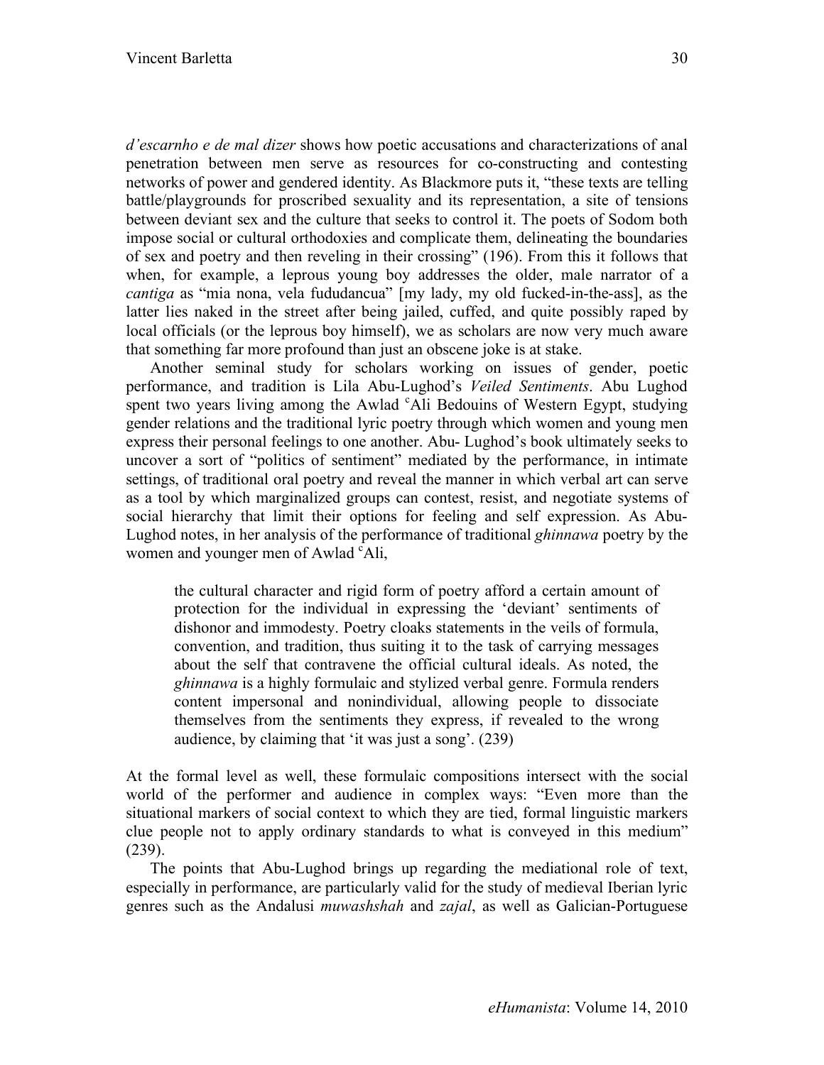*d'escarnho e de mal dizer* shows how poetic accusations and characterizations of anal penetration between men serve as resources for co-constructing and contesting networks of power and gendered identity. As Blackmore puts it, "these texts are telling battle/playgrounds for proscribed sexuality and its representation, a site of tensions between deviant sex and the culture that seeks to control it. The poets of Sodom both impose social or cultural orthodoxies and complicate them, delineating the boundaries of sex and poetry and then reveling in their crossing" (196). From this it follows that when, for example, a leprous young boy addresses the older, male narrator of a *cantiga* as "mia nona, vela fududancua" [my lady, my old fucked-in-the-ass], as the latter lies naked in the street after being jailed, cuffed, and quite possibly raped by local officials (or the leprous boy himself), we as scholars are now very much aware that something far more profound than just an obscene joke is at stake.

Another seminal study for scholars working on issues of gender, poetic performance, and tradition is Lila Abu-Lughod's *Veiled Sentiments*. Abu Lughod spent two years living among the Awlad ʿAli Bedouins of Western Egypt, studying gender relations and the traditional lyric poetry through which women and young men express their personal feelings to one another. Abu- Lughod's book ultimately seeks to uncover a sort of "politics of sentiment" mediated by the performance, in intimate settings, of traditional oral poetry and reveal the manner in which verbal art can serve as a tool by which marginalized groups can contest, resist, and negotiate systems of social hierarchy that limit their options for feeling and self expression. As Abu-Lughod notes, in her analysis of the performance of traditional *ghinnawa* poetry by the women and younger men of Awlad ʿAli,

> the cultural character and rigid form of poetry afford a certain amount of protection for the individual in expressing the 'deviant' sentiments of dishonor and immodesty. Poetry cloaks statements in the veils of formula, convention, and tradition, thus suiting it to the task of carrying messages about the self that contravene the official cultural ideals. As noted, the *ghinnawa* is a highly formulaic and stylized verbal genre. Formula renders content impersonal and nonindividual, allowing people to dissociate themselves from the sentiments they express, if revealed to the wrong audience, by claiming that 'it was just a song'. (239)

At the formal level as well, these formulaic compositions intersect with the social world of the performer and audience in complex ways: "Even more than the situational markers of social context to which they are tied, formal linguistic markers clue people not to apply ordinary standards to what is conveyed in this medium" (239).

The points that Abu-Lughod brings up regarding the mediational role of text, especially in performance, are particularly valid for the study of medieval Iberian lyric genres such as the Andalusi *muwashshah* and *zajal*, as well as Galician-Portuguese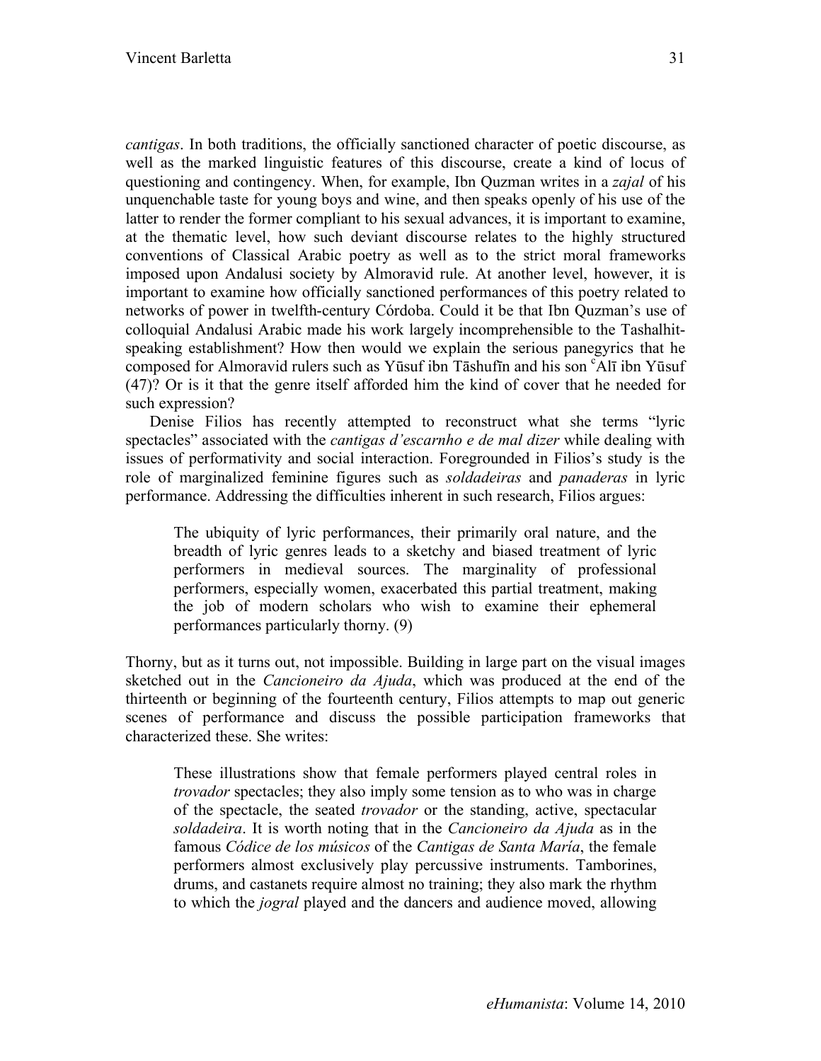*cantigas*. In both traditions, the officially sanctioned character of poetic discourse, as well as the marked linguistic features of this discourse, create a kind of locus of questioning and contingency. When, for example, Ibn Quzman writes in a *zajal* of his unquenchable taste for young boys and wine, and then speaks openly of his use of the latter to render the former compliant to his sexual advances, it is important to examine, at the thematic level, how such deviant discourse relates to the highly structured conventions of Classical Arabic poetry as well as to the strict moral frameworks imposed upon Andalusi society by Almoravid rule. At another level, however, it is important to examine how officially sanctioned performances of this poetry related to networks of power in twelfth-century Córdoba. Could it be that Ibn Quzman's use of colloquial Andalusi Arabic made his work largely incomprehensible to the Tashalhit-speaking establishment? How then would we explain the serious panegyrics that he composed for Almoravid rulers such as Yūsuf ibn Tāshufīn and his son ᶜAlī ibn Yūsuf (47)? Or is it that the genre itself afforded him the kind of cover that he needed for such expression?

Denise Filios has recently attempted to reconstruct what she terms "lyric spectacles" associated with the *cantigas d'escarnho e de mal dizer* while dealing with issues of performativity and social interaction. Foregrounded in Filios's study is the role of marginalized feminine figures such as *soldadeiras* and *panaderas* in lyric performance. Addressing the difficulties inherent in such research, Filios argues:

> The ubiquity of lyric performances, their primarily oral nature, and the breadth of lyric genres leads to a sketchy and biased treatment of lyric performers in medieval sources. The marginality of professional performers, especially women, exacerbated this partial treatment, making the job of modern scholars who wish to examine their ephemeral performances particularly thorny. (9)

Thorny, but as it turns out, not impossible. Building in large part on the visual images sketched out in the *Cancioneiro da Ajuda*, which was produced at the end of the thirteenth or beginning of the fourteenth century, Filios attempts to map out generic scenes of performance and discuss the possible participation frameworks that characterized these. She writes:

> These illustrations show that female performers played central roles in *trovador* spectacles; they also imply some tension as to who was in charge of the spectacle, the seated *trovador* or the standing, active, spectacular *soldadeira*. It is worth noting that in the *Cancioneiro da Ajuda* as in the famous *Códice de los músicos* of the *Cantigas de Santa María*, the female performers almost exclusively play percussive instruments. Tamborines, drums, and castanets require almost no training; they also mark the rhythm to which the *jogral* played and the dancers and audience moved, allowing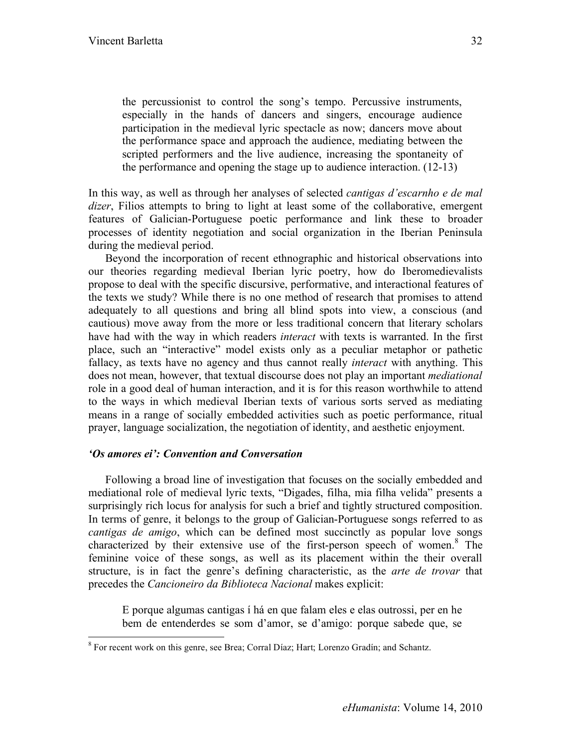> the percussionist to control the song's tempo. Percussive instruments, especially in the hands of dancers and singers, encourage audience participation in the medieval lyric spectacle as now; dancers move about the performance space and approach the audience, mediating between the scripted performers and the live audience, increasing the spontaneity of the performance and opening the stage up to audience interaction. (12-13)

In this way, as well as through her analyses of selected *cantigas d'escarnho e de mal dizer*, Filios attempts to bring to light at least some of the collaborative, emergent features of Galician-Portuguese poetic performance and link these to broader processes of identity negotiation and social organization in the Iberian Peninsula during the medieval period.

Beyond the incorporation of recent ethnographic and historical observations into our theories regarding medieval Iberian lyric poetry, how do Iberomedievalists propose to deal with the specific discursive, performative, and interactional features of the texts we study? While there is no one method of research that promises to attend adequately to all questions and bring all blind spots into view, a conscious (and cautious) move away from the more or less traditional concern that literary scholars have had with the way in which readers *interact* with texts is warranted. In the first place, such an "interactive" model exists only as a peculiar metaphor or pathetic fallacy, as texts have no agency and thus cannot really *interact* with anything. This does not mean, however, that textual discourse does not play an important *mediational* role in a good deal of human interaction, and it is for this reason worthwhile to attend to the ways in which medieval Iberian texts of various sorts served as mediating means in a range of socially embedded activities such as poetic performance, ritual prayer, language socialization, the negotiation of identity, and aesthetic enjoyment.

### *'Os amores ei': Convention and Conversation*

Following a broad line of investigation that focuses on the socially embedded and mediational role of medieval lyric texts, "Digades, filha, mia filha velida" presents a surprisingly rich locus for analysis for such a brief and tightly structured composition. In terms of genre, it belongs to the group of Galician-Portuguese songs referred to as *cantigas de amigo*, which can be defined most succinctly as popular love songs characterized by their extensive use of the first-person speech of women.[8] The feminine voice of these songs, as well as its placement within the their overall structure, is in fact the genre's defining characteristic, as the *arte de trovar* that precedes the *Cancioneiro da Biblioteca Nacional* makes explicit:

> E porque algumas cantigas í há en que falam eles e elas outrossi, per en he bem de entenderdes se som d'amor, se d'amigo: porque sabede que, se

[8] For recent work on this genre, see Brea; Corral Díaz; Hart; Lorenzo Gradín; and Schantz.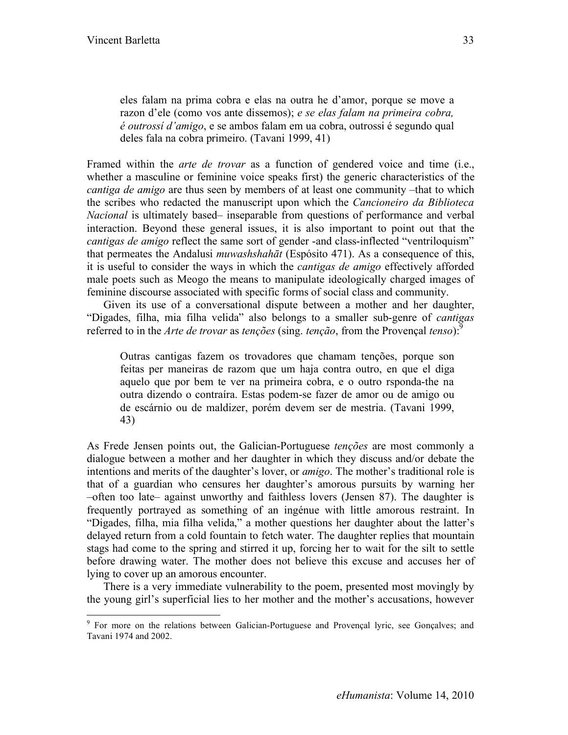> eles falam na prima cobra e elas na outra he d'amor, porque se move a razon d'ele (como vos ante dissemos); *e se elas falam na primeira cobra, é outrossí d'amigo*, e se ambos falam em ua cobra, outrossi é segundo qual deles fala na cobra primeiro. (Tavani 1999, 41)

Framed within the *arte de trovar* as a function of gendered voice and time (i.e., whether a masculine or feminine voice speaks first) the generic characteristics of the *cantiga de amigo* are thus seen by members of at least one community –that to which the scribes who redacted the manuscript upon which the *Cancioneiro da Biblioteca Nacional* is ultimately based– inseparable from questions of performance and verbal interaction. Beyond these general issues, it is also important to point out that the *cantigas de amigo* reflect the same sort of gender -and class-inflected "ventriloquism" that permeates the Andalusi *muwashshahāt* (Espósito 471). As a consequence of this, it is useful to consider the ways in which the *cantigas de amigo* effectively afforded male poets such as Meogo the means to manipulate ideologically charged images of feminine discourse associated with specific forms of social class and community.

Given its use of a conversational dispute between a mother and her daughter, "Digades, filha, mia filha velida" also belongs to a smaller sub-genre of *cantigas* referred to in the *Arte de trovar* as *tenções* (sing. *tenção*, from the Provençal *tenso*):[9]

> Outras cantigas fazem os trovadores que chamam tenções, porque son feitas per maneiras de razom que um haja contra outro, en que el diga aquelo que por bem te ver na primeira cobra, e o outro rsponda-the na outra dizendo o contraíra. Estas podem-se fazer de amor ou de amigo ou de escárnio ou de maldizer, porém devem ser de mestria. (Tavani 1999, 43)

As Frede Jensen points out, the Galician-Portuguese *tenções* are most commonly a dialogue between a mother and her daughter in which they discuss and/or debate the intentions and merits of the daughter's lover, or *amigo*. The mother's traditional role is that of a guardian who censures her daughter's amorous pursuits by warning her –often too late– against unworthy and faithless lovers (Jensen 87). The daughter is frequently portrayed as something of an ingénue with little amorous restraint. In "Digades, filha, mia filha velida," a mother questions her daughter about the latter's delayed return from a cold fountain to fetch water. The daughter replies that mountain stags had come to the spring and stirred it up, forcing her to wait for the silt to settle before drawing water. The mother does not believe this excuse and accuses her of lying to cover up an amorous encounter.

There is a very immediate vulnerability to the poem, presented most movingly by the young girl's superficial lies to her mother and the mother's accusations, however

[9] For more on the relations between Galician-Portuguese and Provençal lyric, see Gonçalves; and Tavani 1974 and 2002.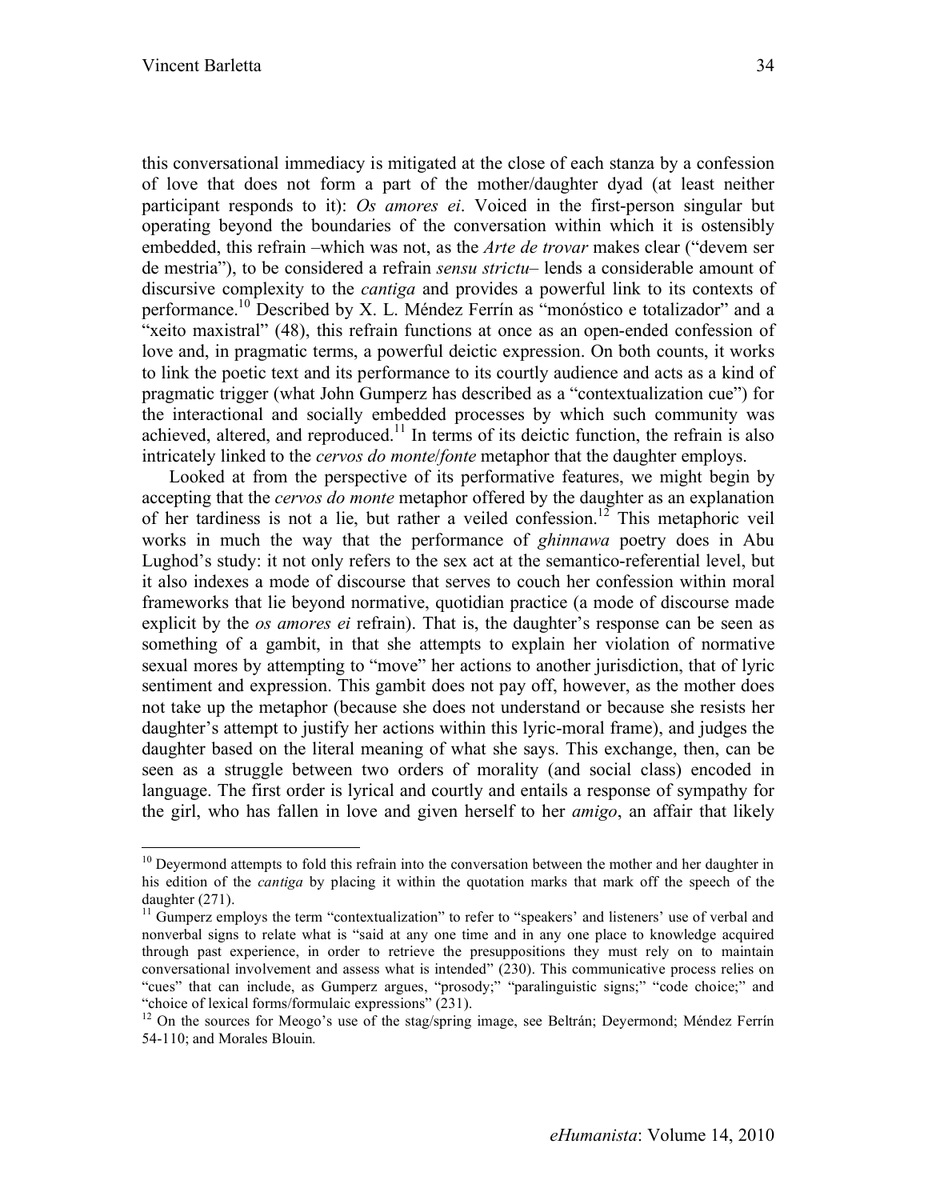this conversational immediacy is mitigated at the close of each stanza by a confession of love that does not form a part of the mother/daughter dyad (at least neither participant responds to it): *Os amores ei*. Voiced in the first-person singular but operating beyond the boundaries of the conversation within which it is ostensibly embedded, this refrain –which was not, as the *Arte de trovar* makes clear ("devem ser de mestria"), to be considered a refrain *sensu strictu*– lends a considerable amount of discursive complexity to the *cantiga* and provides a powerful link to its contexts of performance.[10] Described by X. L. Méndez Ferrín as "monóstico e totalizador" and a "xeito maxistral" (48), this refrain functions at once as an open-ended confession of love and, in pragmatic terms, a powerful deictic expression. On both counts, it works to link the poetic text and its performance to its courtly audience and acts as a kind of pragmatic trigger (what John Gumperz has described as a "contextualization cue") for the interactional and socially embedded processes by which such community was achieved, altered, and reproduced.[11] In terms of its deictic function, the refrain is also intricately linked to the *cervos do monte*/*fonte* metaphor that the daughter employs.

Looked at from the perspective of its performative features, we might begin by accepting that the *cervos do monte* metaphor offered by the daughter as an explanation of her tardiness is not a lie, but rather a veiled confession.[12] This metaphoric veil works in much the way that the performance of *ghinnawa* poetry does in Abu Lughod's study: it not only refers to the sex act at the semantico-referential level, but it also indexes a mode of discourse that serves to couch her confession within moral frameworks that lie beyond normative, quotidian practice (a mode of discourse made explicit by the *os amores ei* refrain). That is, the daughter's response can be seen as something of a gambit, in that she attempts to explain her violation of normative sexual mores by attempting to "move" her actions to another jurisdiction, that of lyric sentiment and expression. This gambit does not pay off, however, as the mother does not take up the metaphor (because she does not understand or because she resists her daughter's attempt to justify her actions within this lyric-moral frame), and judges the daughter based on the literal meaning of what she says. This exchange, then, can be seen as a struggle between two orders of morality (and social class) encoded in language. The first order is lyrical and courtly and entails a response of sympathy for the girl, who has fallen in love and given herself to her *amigo*, an affair that likely

---

[10] Deyermond attempts to fold this refrain into the conversation between the mother and her daughter in his edition of the *cantiga* by placing it within the quotation marks that mark off the speech of the daughter (271).

[11] Gumperz employs the term "contextualization" to refer to "speakers' and listeners' use of verbal and nonverbal signs to relate what is "said at any one time and in any one place to knowledge acquired through past experience, in order to retrieve the presuppositions they must rely on to maintain conversational involvement and assess what is intended" (230). This communicative process relies on "cues" that can include, as Gumperz argues, "prosody;" "paralinguistic signs;" "code choice;" and "choice of lexical forms/formulaic expressions" (231).

[12] On the sources for Meogo's use of the stag/spring image, see Beltrán; Deyermond; Méndez Ferrín 54-110; and Morales Blouin.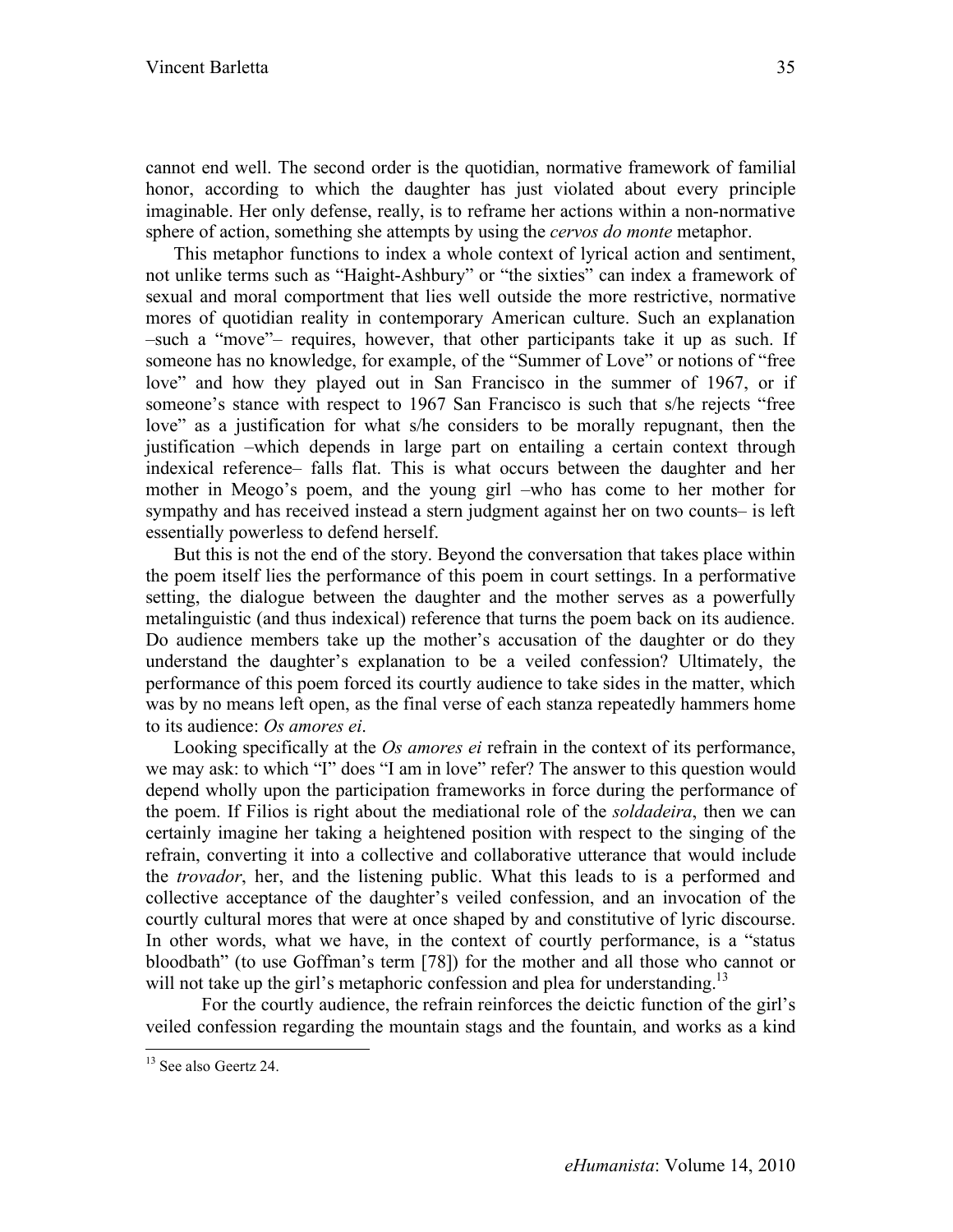cannot end well. The second order is the quotidian, normative framework of familial honor, according to which the daughter has just violated about every principle imaginable. Her only defense, really, is to reframe her actions within a non-normative sphere of action, something she attempts by using the *cervos do monte* metaphor.

This metaphor functions to index a whole context of lyrical action and sentiment, not unlike terms such as "Haight-Ashbury" or "the sixties" can index a framework of sexual and moral comportment that lies well outside the more restrictive, normative mores of quotidian reality in contemporary American culture. Such an explanation –such a "move"– requires, however, that other participants take it up as such. If someone has no knowledge, for example, of the "Summer of Love" or notions of "free love" and how they played out in San Francisco in the summer of 1967, or if someone's stance with respect to 1967 San Francisco is such that s/he rejects "free love" as a justification for what s/he considers to be morally repugnant, then the justification –which depends in large part on entailing a certain context through indexical reference– falls flat. This is what occurs between the daughter and her mother in Meogo's poem, and the young girl –who has come to her mother for sympathy and has received instead a stern judgment against her on two counts– is left essentially powerless to defend herself.

But this is not the end of the story. Beyond the conversation that takes place within the poem itself lies the performance of this poem in court settings. In a performative setting, the dialogue between the daughter and the mother serves as a powerfully metalinguistic (and thus indexical) reference that turns the poem back on its audience. Do audience members take up the mother's accusation of the daughter or do they understand the daughter's explanation to be a veiled confession? Ultimately, the performance of this poem forced its courtly audience to take sides in the matter, which was by no means left open, as the final verse of each stanza repeatedly hammers home to its audience: *Os amores ei*.

Looking specifically at the *Os amores ei* refrain in the context of its performance, we may ask: to which "I" does "I am in love" refer? The answer to this question would depend wholly upon the participation frameworks in force during the performance of the poem. If Filios is right about the mediational role of the *soldadeira*, then we can certainly imagine her taking a heightened position with respect to the singing of the refrain, converting it into a collective and collaborative utterance that would include the *trovador*, her, and the listening public. What this leads to is a performed and collective acceptance of the daughter's veiled confession, and an invocation of the courtly cultural mores that were at once shaped by and constitutive of lyric discourse. In other words, what we have, in the context of courtly performance, is a "status bloodbath" (to use Goffman's term [78]) for the mother and all those who cannot or will not take up the girl's metaphoric confession and plea for understanding.[13]

For the courtly audience, the refrain reinforces the deictic function of the girl's veiled confession regarding the mountain stags and the fountain, and works as a kind

[13] See also Geertz 24.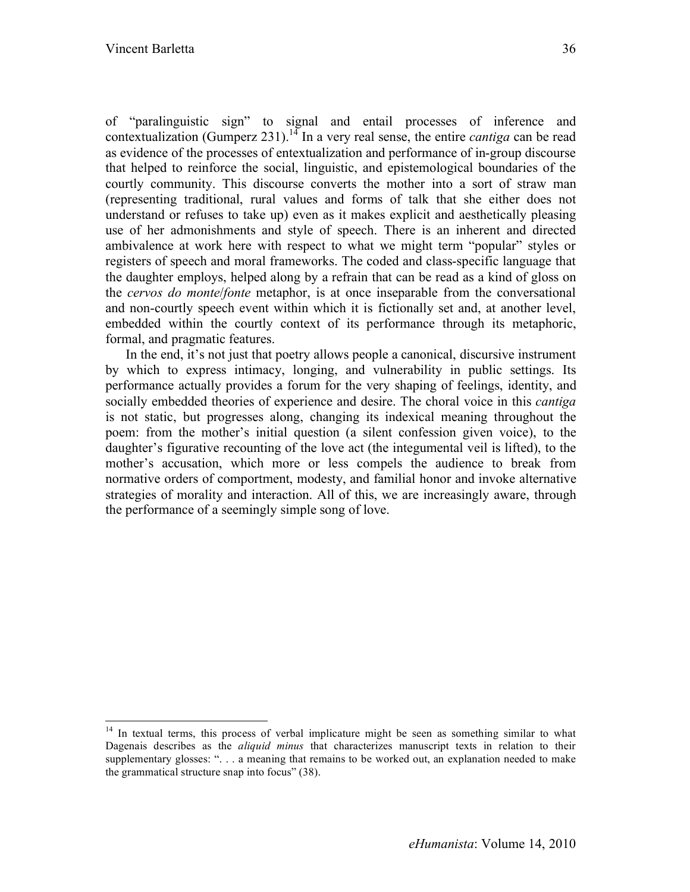of "paralinguistic sign" to signal and entail processes of inference and contextualization (Gumperz 231).[14] In a very real sense, the entire *cantiga* can be read as evidence of the processes of entextualization and performance of in-group discourse that helped to reinforce the social, linguistic, and epistemological boundaries of the courtly community. This discourse converts the mother into a sort of straw man (representing traditional, rural values and forms of talk that she either does not understand or refuses to take up) even as it makes explicit and aesthetically pleasing use of her admonishments and style of speech. There is an inherent and directed ambivalence at work here with respect to what we might term "popular" styles or registers of speech and moral frameworks. The coded and class-specific language that the daughter employs, helped along by a refrain that can be read as a kind of gloss on the *cervos do monte*/*fonte* metaphor, is at once inseparable from the conversational and non-courtly speech event within which it is fictionally set and, at another level, embedded within the courtly context of its performance through its metaphoric, formal, and pragmatic features.

In the end, it's not just that poetry allows people a canonical, discursive instrument by which to express intimacy, longing, and vulnerability in public settings. Its performance actually provides a forum for the very shaping of feelings, identity, and socially embedded theories of experience and desire. The choral voice in this *cantiga* is not static, but progresses along, changing its indexical meaning throughout the poem: from the mother's initial question (a silent confession given voice), to the daughter's figurative recounting of the love act (the integumental veil is lifted), to the mother's accusation, which more or less compels the audience to break from normative orders of comportment, modesty, and familial honor and invoke alternative strategies of morality and interaction. All of this, we are increasingly aware, through the performance of a seemingly simple song of love.

---

[14] In textual terms, this process of verbal implicature might be seen as something similar to what Dagenais describes as the *aliquid minus* that characterizes manuscript texts in relation to their supplementary glosses: ". . . a meaning that remains to be worked out, an explanation needed to make the grammatical structure snap into focus" (38).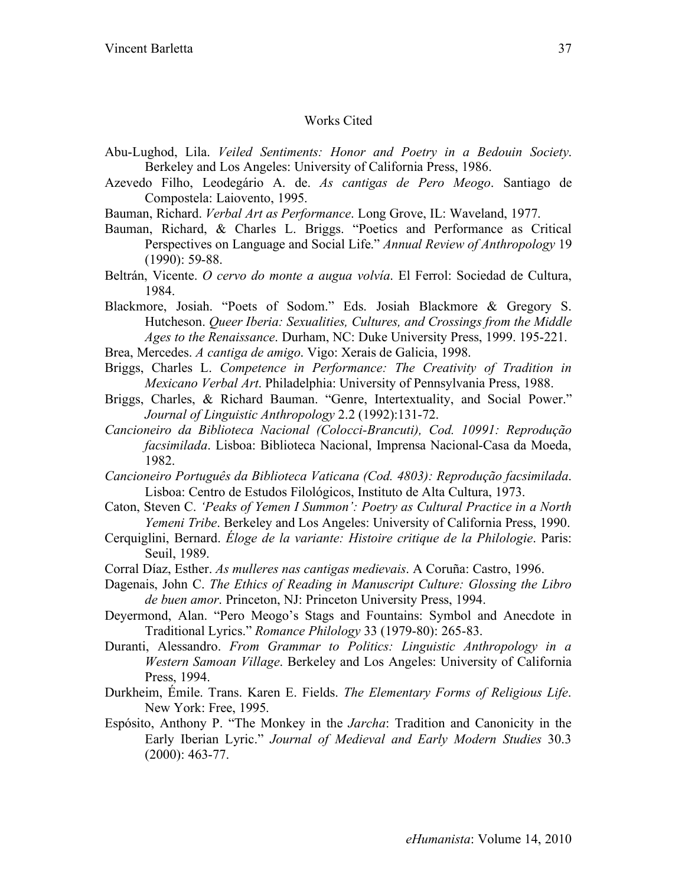## Works Cited

Abu-Lughod, Lila. *Veiled Sentiments: Honor and Poetry in a Bedouin Society*. Berkeley and Los Angeles: University of California Press, 1986.

Azevedo Filho, Leodegário A. de. *As cantigas de Pero Meogo*. Santiago de Compostela: Laiovento, 1995.

Bauman, Richard. *Verbal Art as Performance*. Long Grove, IL: Waveland, 1977.

Bauman, Richard, & Charles L. Briggs. "Poetics and Performance as Critical Perspectives on Language and Social Life." *Annual Review of Anthropology* 19 (1990): 59-88.

Beltrán, Vicente. *O cervo do monte a augua volvía*. El Ferrol: Sociedad de Cultura, 1984.

Blackmore, Josiah. "Poets of Sodom." Eds. Josiah Blackmore & Gregory S. Hutcheson. *Queer Iberia: Sexualities, Cultures, and Crossings from the Middle Ages to the Renaissance*. Durham, NC: Duke University Press, 1999. 195-221.

Brea, Mercedes. *A cantiga de amigo*. Vigo: Xerais de Galicia, 1998.

Briggs, Charles L. *Competence in Performance: The Creativity of Tradition in Mexicano Verbal Art*. Philadelphia: University of Pennsylvania Press, 1988.

Briggs, Charles, & Richard Bauman. "Genre, Intertextuality, and Social Power." *Journal of Linguistic Anthropology* 2.2 (1992):131-72.

*Cancioneiro da Biblioteca Nacional (Colocci-Brancuti), Cod. 10991: Reprodução facsimilada*. Lisboa: Biblioteca Nacional, Imprensa Nacional-Casa da Moeda, 1982.

*Cancioneiro Português da Biblioteca Vaticana (Cod. 4803): Reprodução facsimilada*. Lisboa: Centro de Estudos Filológicos, Instituto de Alta Cultura, 1973.

Caton, Steven C. *'Peaks of Yemen I Summon': Poetry as Cultural Practice in a North Yemeni Tribe*. Berkeley and Los Angeles: University of California Press, 1990.

Cerquiglini, Bernard. *Éloge de la variante: Histoire critique de la Philologie*. Paris: Seuil, 1989.

Corral Díaz, Esther. *As mulleres nas cantigas medievais*. A Coruña: Castro, 1996.

Dagenais, John C. *The Ethics of Reading in Manuscript Culture: Glossing the Libro de buen amor*. Princeton, NJ: Princeton University Press, 1994.

Deyermond, Alan. "Pero Meogo's Stags and Fountains: Symbol and Anecdote in Traditional Lyrics." *Romance Philology* 33 (1979-80): 265-83.

Duranti, Alessandro. *From Grammar to Politics: Linguistic Anthropology in a Western Samoan Village*. Berkeley and Los Angeles: University of California Press, 1994.

Durkheim, Émile. Trans. Karen E. Fields. *The Elementary Forms of Religious Life*. New York: Free, 1995.

Espósito, Anthony P. "The Monkey in the *Jarcha*: Tradition and Canonicity in the Early Iberian Lyric." *Journal of Medieval and Early Modern Studies* 30.3 (2000): 463-77.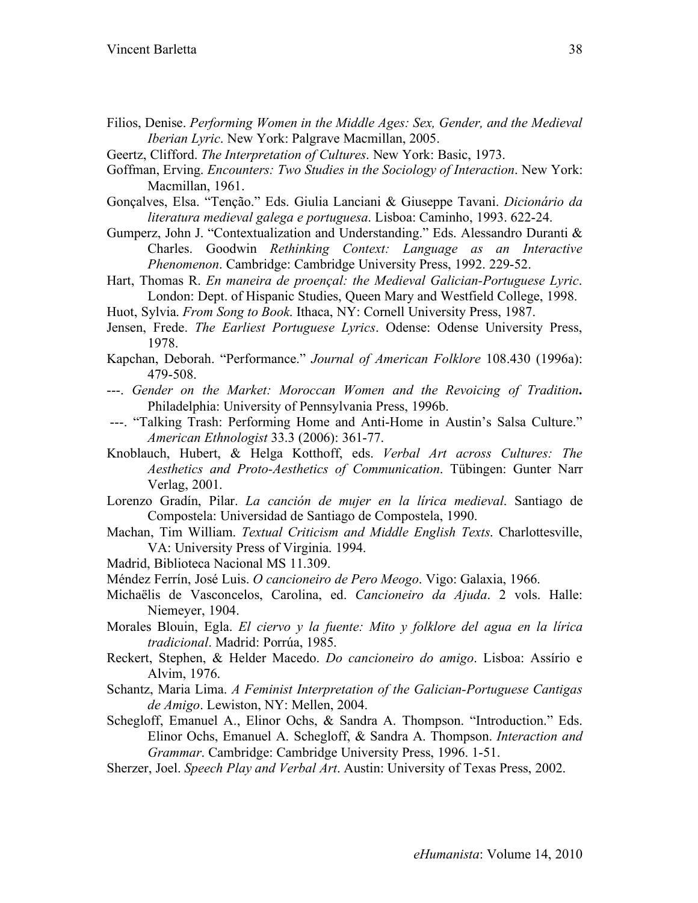Filios, Denise. *Performing Women in the Middle Ages: Sex, Gender, and the Medieval Iberian Lyric*. New York: Palgrave Macmillan, 2005.

Geertz, Clifford. *The Interpretation of Cultures*. New York: Basic, 1973.

Goffman, Erving. *Encounters: Two Studies in the Sociology of Interaction*. New York: Macmillan, 1961.

Gonçalves, Elsa. "Tenção." Eds. Giulia Lanciani & Giuseppe Tavani. *Dicionário da literatura medieval galega e portuguesa*. Lisboa: Caminho, 1993. 622-24.

Gumperz, John J. "Contextualization and Understanding." Eds. Alessandro Duranti & Charles. Goodwin *Rethinking Context: Language as an Interactive Phenomenon*. Cambridge: Cambridge University Press, 1992. 229-52.

Hart, Thomas R. *En maneira de proençal: the Medieval Galician-Portuguese Lyric*. London: Dept. of Hispanic Studies, Queen Mary and Westfield College, 1998.

Huot, Sylvia. *From Song to Book*. Ithaca, NY: Cornell University Press, 1987.

Jensen, Frede. *The Earliest Portuguese Lyrics*. Odense: Odense University Press, 1978.

Kapchan, Deborah. "Performance." *Journal of American Folklore* 108.430 (1996a): 479-508.

---. *Gender on the Market: Moroccan Women and the Revoicing of Tradition***.** Philadelphia: University of Pennsylvania Press, 1996b.

---. "Talking Trash: Performing Home and Anti-Home in Austin's Salsa Culture." *American Ethnologist* 33.3 (2006): 361-77.

Knoblauch, Hubert, & Helga Kotthoff, eds. *Verbal Art across Cultures: The Aesthetics and Proto-Aesthetics of Communication*. Tübingen: Gunter Narr Verlag, 2001.

Lorenzo Gradín, Pilar. *La canción de mujer en la lírica medieval*. Santiago de Compostela: Universidad de Santiago de Compostela, 1990.

Machan, Tim William. *Textual Criticism and Middle English Texts*. Charlottesville, VA: University Press of Virginia. 1994.

Madrid, Biblioteca Nacional MS 11.309.

Méndez Ferrín, José Luis. *O cancioneiro de Pero Meogo*. Vigo: Galaxia, 1966.

Michaëlis de Vasconcelos, Carolina, ed. *Cancioneiro da Ajuda*. 2 vols. Halle: Niemeyer, 1904.

Morales Blouin, Egla. *El ciervo y la fuente: Mito y folklore del agua en la lírica tradicional*. Madrid: Porrúa, 1985.

Reckert, Stephen, & Helder Macedo. *Do cancioneiro do amigo*. Lisboa: Assírio e Alvim, 1976.

Schantz, Maria Lima. *A Feminist Interpretation of the Galician-Portuguese Cantigas de Amigo*. Lewiston, NY: Mellen, 2004.

Schegloff, Emanuel A., Elinor Ochs, & Sandra A. Thompson. "Introduction." Eds. Elinor Ochs, Emanuel A. Schegloff, & Sandra A. Thompson. *Interaction and Grammar*. Cambridge: Cambridge University Press, 1996. 1-51.

Sherzer, Joel. *Speech Play and Verbal Art*. Austin: University of Texas Press, 2002.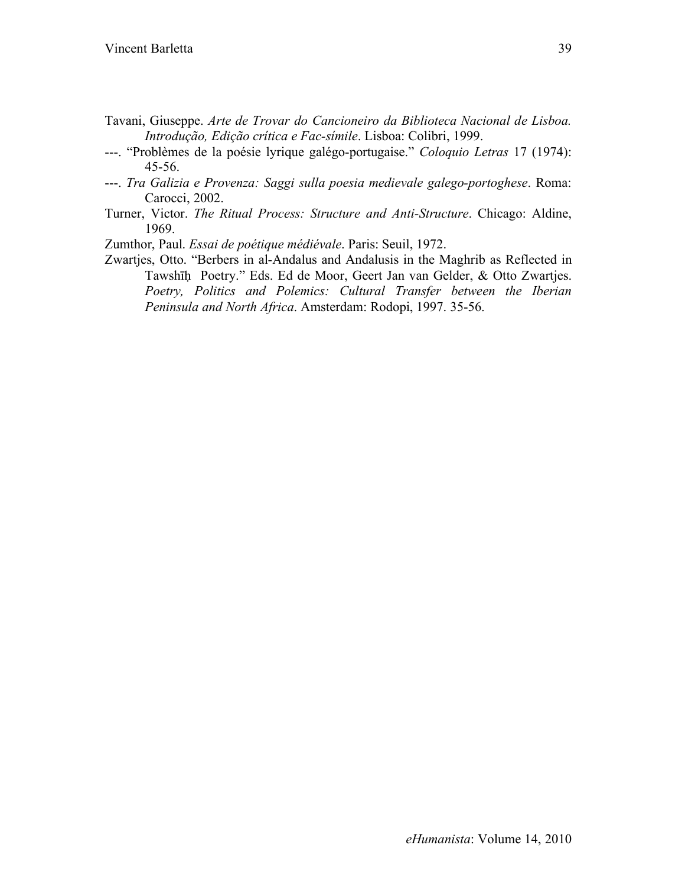Tavani, Giuseppe. *Arte de Trovar do Cancioneiro da Biblioteca Nacional de Lisboa. Introdução, Edição crítica e Fac-símile*. Lisboa: Colibri, 1999.

---. "Problèmes de la poésie lyrique galégo-portugaise." *Coloquio Letras* 17 (1974): 45-56.

---. *Tra Galizia e Provenza: Saggi sulla poesia medievale galego-portoghese*. Roma: Carocci, 2002.

Turner, Victor. *The Ritual Process: Structure and Anti-Structure*. Chicago: Aldine, 1969.

Zumthor, Paul. *Essai de poétique médiévale*. Paris: Seuil, 1972.

Zwartjes, Otto. "Berbers in al-Andalus and Andalusis in the Maghrib as Reflected in Tawshīḥ Poetry." Eds. Ed de Moor, Geert Jan van Gelder, & Otto Zwartjes. *Poetry, Politics and Polemics: Cultural Transfer between the Iberian Peninsula and North Africa*. Amsterdam: Rodopi, 1997. 35-56.